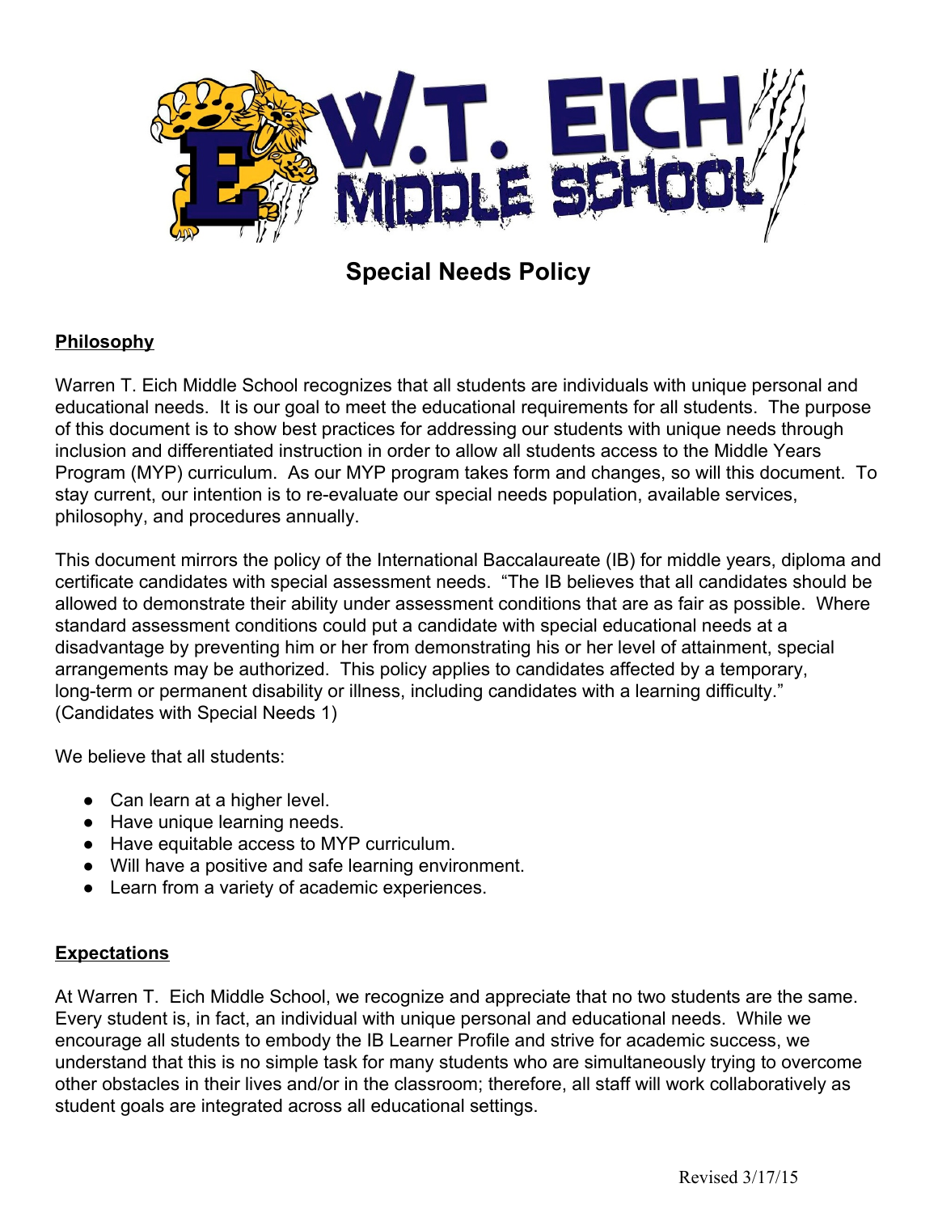# Special Needs Policy

## Philosophy

Warren T. Eich Middle School recognizes that all students are individuals with unique personal and educational needs. It is our goal to meet the educational requirements for all students. The purpose of this document is to show best practices for addressing our students with unique needs through inclusion and differentiated instruction in order to allow all students access to the Middle Years Program (MYP) curriculum. As our MYP program takes form and changes, so will this document. To stay current, our intention is to re-evaluate our special needs population, available services, philosophy, and procedures annually.

This document mirrors the policy of the International Baccalaureate (IB) for middle years, diploma and certificate candidates with special assessment needs. "The IB believes that all candidates should be allowed to demonstrate their ability under assessment conditions that are as fair as possible. Where standard assessment conditions could put a candidate with special educational needs at a disadvantage by preventing him or her from demonstrating his or her level of attainment, special arrangements may be authorized. This policy applies to candidates affected by a temporary, long-term or permanent disability or illness, including candidates with a learning difficulty." (Candidates with Special Needs 1)

We believe that all students:

- Can learn at a higher level.
- Have unique learning needs.
- Have equitable access to MYP curriculum.
- Will have a positive and safe learning environment.
- Learn from a variety of academic experiences.

## Expectations

At Warren T. Eich Middle School, we recognize and appreciate that no two students are the same. Every student is, in fact, an individual with unique personal and educational needs. While we encourage all students to embody the IB Learner Profile and strive for academic success, we understand that this is no simple task for many students who are simultaneously trying to overcome other obstacles in their lives and/or in the classroom; therefore, all staff will work collaboratively as student goals are integrated across all educational settings.

Revised 3/17/15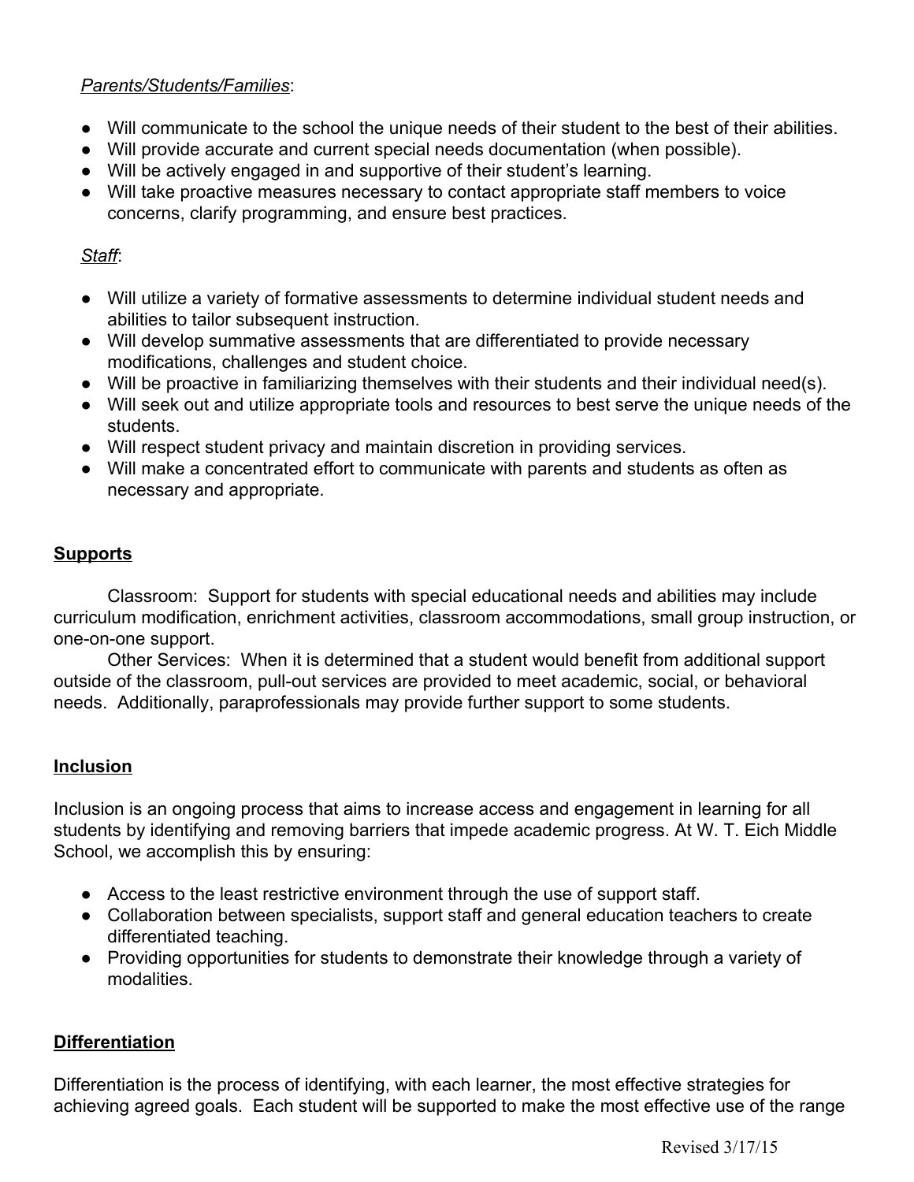*Parents/Students/Families*:

- Will communicate to the school the unique needs of their student to the best of their abilities.
- Will provide accurate and current special needs documentation (when possible).
- Will be actively engaged in and supportive of their student's learning.
- Will take proactive measures necessary to contact appropriate staff members to voice concerns, clarify programming, and ensure best practices.

*Staff*:

- Will utilize a variety of formative assessments to determine individual student needs and abilities to tailor subsequent instruction.
- Will develop summative assessments that are differentiated to provide necessary modifications, challenges and student choice.
- Will be proactive in familiarizing themselves with their students and their individual need(s).
- Will seek out and utilize appropriate tools and resources to best serve the unique needs of the students.
- Will respect student privacy and maintain discretion in providing services.
- Will make a concentrated effort to communicate with parents and students as often as necessary and appropriate.

## Supports

Classroom: Support for students with special educational needs and abilities may include curriculum modification, enrichment activities, classroom accommodations, small group instruction, or one-on-one support.

Other Services: When it is determined that a student would benefit from additional support outside of the classroom, pull-out services are provided to meet academic, social, or behavioral needs. Additionally, paraprofessionals may provide further support to some students.

## Inclusion

Inclusion is an ongoing process that aims to increase access and engagement in learning for all students by identifying and removing barriers that impede academic progress. At W. T. Eich Middle School, we accomplish this by ensuring:

- Access to the least restrictive environment through the use of support staff.
- Collaboration between specialists, support staff and general education teachers to create differentiated teaching.
- Providing opportunities for students to demonstrate their knowledge through a variety of modalities.

## Differentiation

Differentiation is the process of identifying, with each learner, the most effective strategies for achieving agreed goals. Each student will be supported to make the most effective use of the range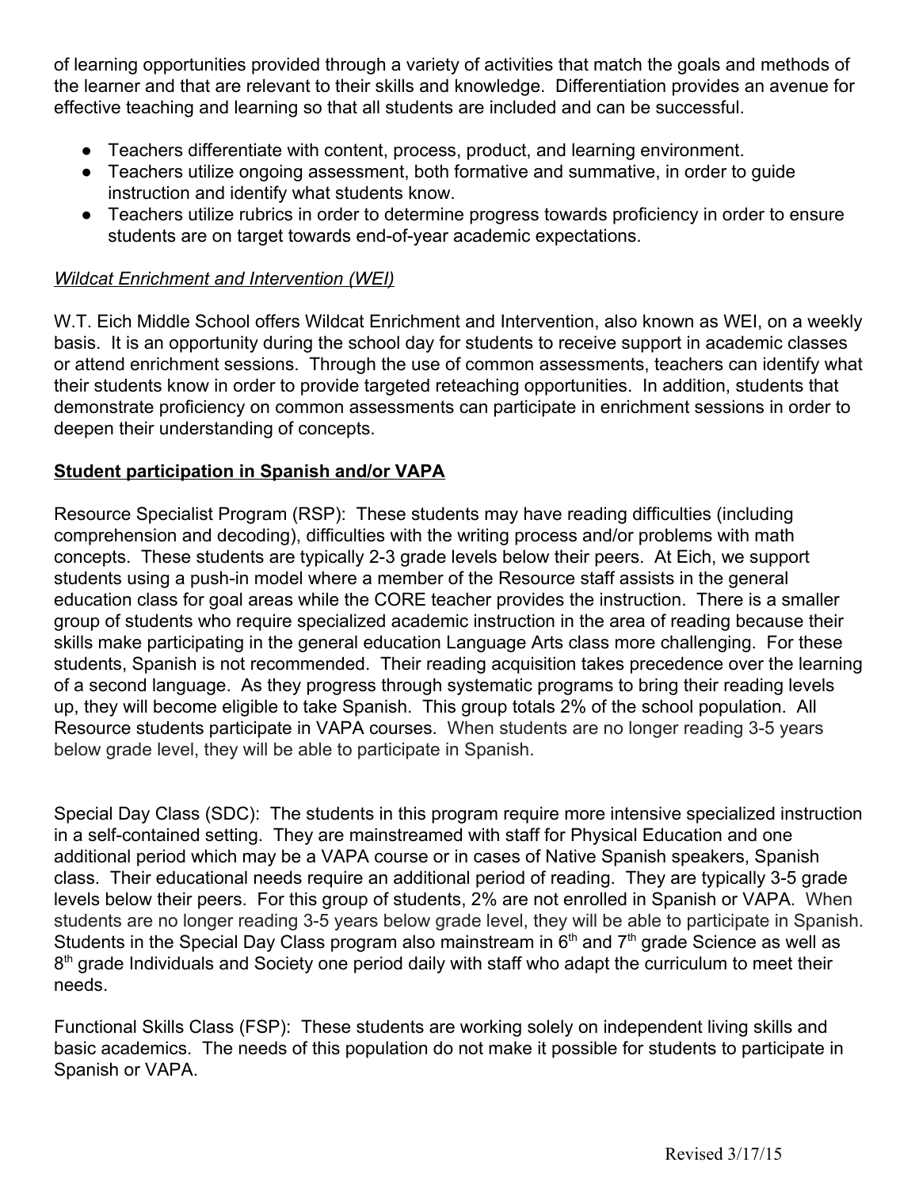of learning opportunities provided through a variety of activities that match the goals and methods of the learner and that are relevant to their skills and knowledge. Differentiation provides an avenue for effective teaching and learning so that all students are included and can be successful.

- Teachers differentiate with content, process, product, and learning environment.
- Teachers utilize ongoing assessment, both formative and summative, in order to guide instruction and identify what students know.
- Teachers utilize rubrics in order to determine progress towards proficiency in order to ensure students are on target towards end-of-year academic expectations.

*Wildcat Enrichment and Intervention (WEI)*

W.T. Eich Middle School offers Wildcat Enrichment and Intervention, also known as WEI, on a weekly basis. It is an opportunity during the school day for students to receive support in academic classes or attend enrichment sessions. Through the use of common assessments, teachers can identify what their students know in order to provide targeted reteaching opportunities. In addition, students that demonstrate proficiency on common assessments can participate in enrichment sessions in order to deepen their understanding of concepts.

**Student participation in Spanish and/or VAPA**

Resource Specialist Program (RSP): These students may have reading difficulties (including comprehension and decoding), difficulties with the writing process and/or problems with math concepts. These students are typically 2-3 grade levels below their peers. At Eich, we support students using a push-in model where a member of the Resource staff assists in the general education class for goal areas while the CORE teacher provides the instruction. There is a smaller group of students who require specialized academic instruction in the area of reading because their skills make participating in the general education Language Arts class more challenging. For these students, Spanish is not recommended. Their reading acquisition takes precedence over the learning of a second language. As they progress through systematic programs to bring their reading levels up, they will become eligible to take Spanish. This group totals 2% of the school population. All Resource students participate in VAPA courses. When students are no longer reading 3-5 years below grade level, they will be able to participate in Spanish.

Special Day Class (SDC): The students in this program require more intensive specialized instruction in a self-contained setting. They are mainstreamed with staff for Physical Education and one additional period which may be a VAPA course or in cases of Native Spanish speakers, Spanish class. Their educational needs require an additional period of reading. They are typically 3-5 grade levels below their peers. For this group of students, 2% are not enrolled in Spanish or VAPA. When students are no longer reading 3-5 years below grade level, they will be able to participate in Spanish. Students in the Special Day Class program also mainstream in 6th and 7th grade Science as well as 8th grade Individuals and Society one period daily with staff who adapt the curriculum to meet their needs.

Functional Skills Class (FSP): These students are working solely on independent living skills and basic academics. The needs of this population do not make it possible for students to participate in Spanish or VAPA.

Revised 3/17/15